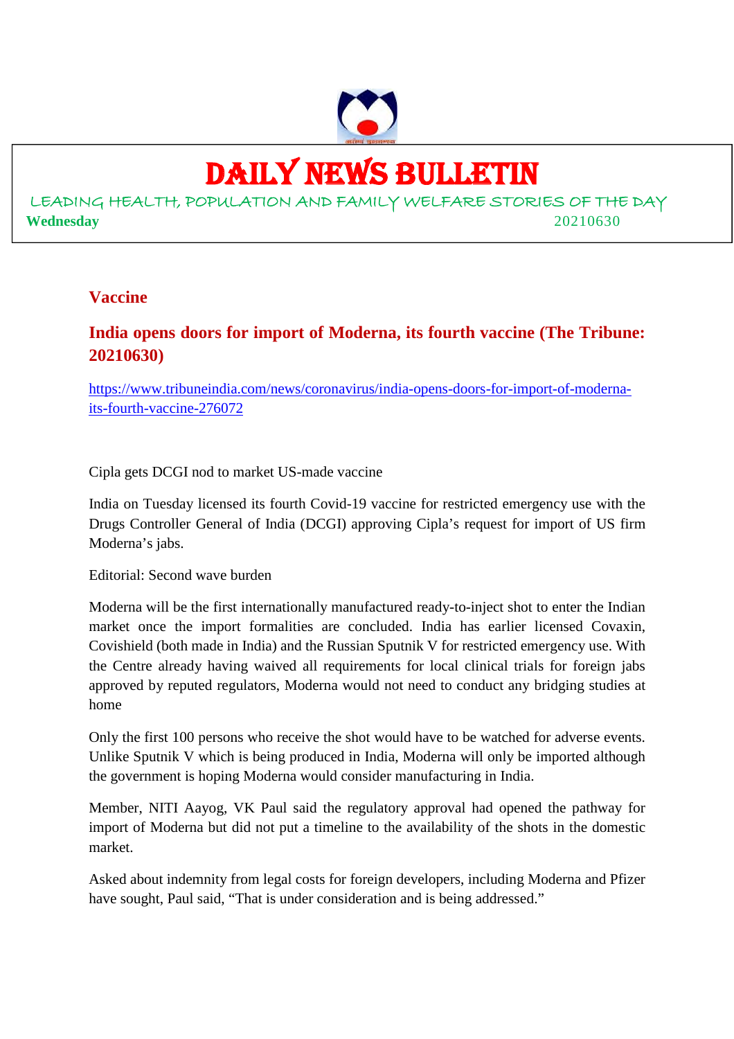# DAILY NEWS BULLETIN

LEADING HEALTH, POPULATION AND FAMILY WELFARE STORIES OF THE DAY

**Wednesday** 20210630

## Vaccine

### India opens doors for import of Moderna, its fourth vaccine (The Tribune: 20210630)

https://www.tribuneindia.com/news/coronavirus/india-opens-doors-for-import-of-moderna-its-fourth-vaccine-276072

Cipla gets DCGI nod to market US-made vaccine

India on Tuesday licensed its fourth Covid-19 vaccine for restricted emergency use with the Drugs Controller General of India (DCGI) approving Cipla's request for import of US firm Moderna's jabs.

Editorial: Second wave burden

Moderna will be the first internationally manufactured ready-to-inject shot to enter the Indian market once the import formalities are concluded. India has earlier licensed Covaxin, Covishield (both made in India) and the Russian Sputnik V for restricted emergency use. With the Centre already having waived all requirements for local clinical trials for foreign jabs approved by reputed regulators, Moderna would not need to conduct any bridging studies at home

Only the first 100 persons who receive the shot would have to be watched for adverse events. Unlike Sputnik V which is being produced in India, Moderna will only be imported although the government is hoping Moderna would consider manufacturing in India.

Member, NITI Aayog, VK Paul said the regulatory approval had opened the pathway for import of Moderna but did not put a timeline to the availability of the shots in the domestic market.

Asked about indemnity from legal costs for foreign developers, including Moderna and Pfizer have sought, Paul said, "That is under consideration and is being addressed."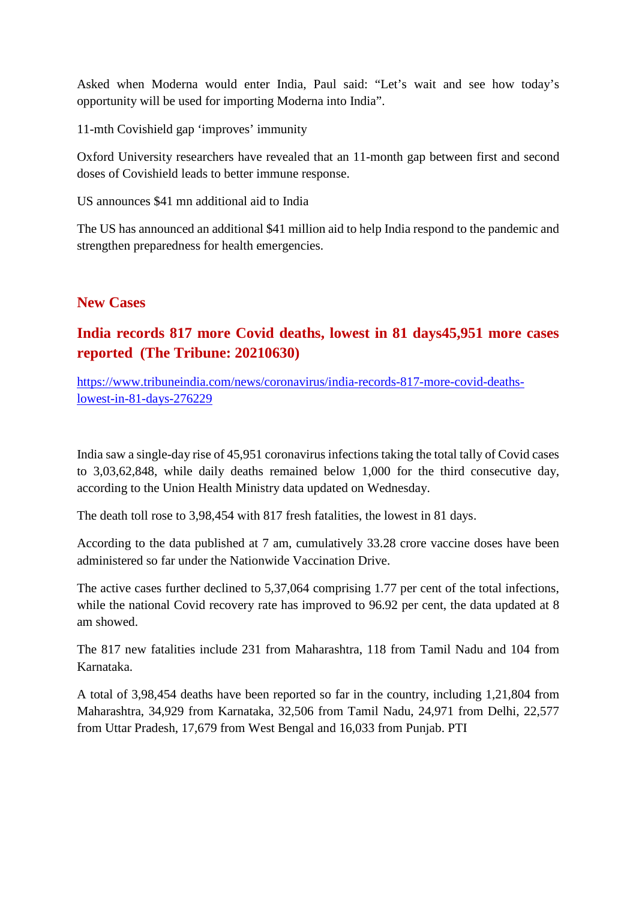Asked when Moderna would enter India, Paul said: "Let's wait and see how today's opportunity will be used for importing Moderna into India".

11-mth Covishield gap 'improves' immunity

Oxford University researchers have revealed that an 11-month gap between first and second doses of Covishield leads to better immune response.

US announces $41 mn additional aid to India

The US has announced an additional $41 million aid to help India respond to the pandemic and strengthen preparedness for health emergencies.

## New Cases

## India records 817 more Covid deaths, lowest in 81 days45,951 more cases reported (The Tribune: 20210630)

https://www.tribuneindia.com/news/coronavirus/india-records-817-more-covid-deaths-lowest-in-81-days-276229

India saw a single-day rise of 45,951 coronavirus infections taking the total tally of Covid cases to 3,03,62,848, while daily deaths remained below 1,000 for the third consecutive day, according to the Union Health Ministry data updated on Wednesday.

The death toll rose to 3,98,454 with 817 fresh fatalities, the lowest in 81 days.

According to the data published at 7 am, cumulatively 33.28 crore vaccine doses have been administered so far under the Nationwide Vaccination Drive.

The active cases further declined to 5,37,064 comprising 1.77 per cent of the total infections, while the national Covid recovery rate has improved to 96.92 per cent, the data updated at 8 am showed.

The 817 new fatalities include 231 from Maharashtra, 118 from Tamil Nadu and 104 from Karnataka.

A total of 3,98,454 deaths have been reported so far in the country, including 1,21,804 from Maharashtra, 34,929 from Karnataka, 32,506 from Tamil Nadu, 24,971 from Delhi, 22,577 from Uttar Pradesh, 17,679 from West Bengal and 16,033 from Punjab. PTI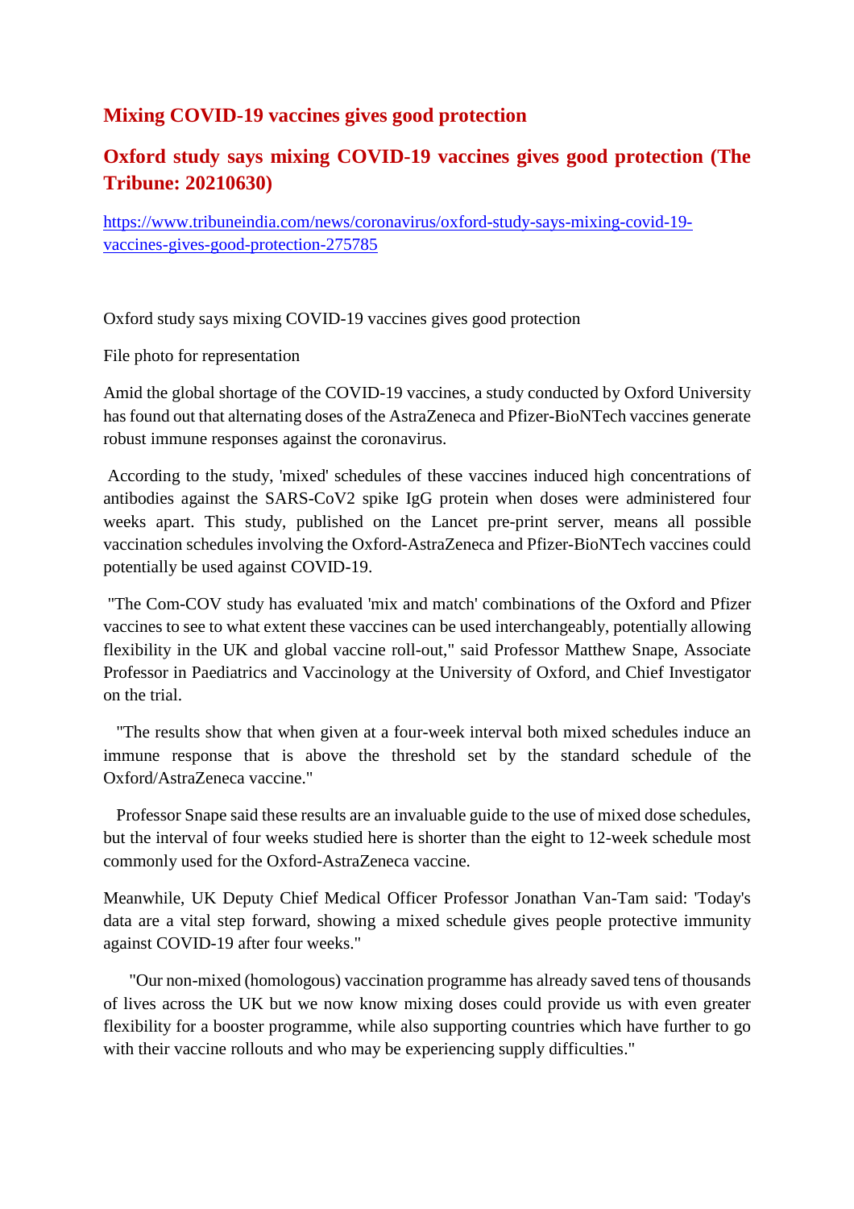## Mixing COVID-19 vaccines gives good protection

## Oxford study says mixing COVID-19 vaccines gives good protection (The Tribune: 20210630)

https://www.tribuneindia.com/news/coronavirus/oxford-study-says-mixing-covid-19-vaccines-gives-good-protection-275785

Oxford study says mixing COVID-19 vaccines gives good protection

File photo for representation

Amid the global shortage of the COVID-19 vaccines, a study conducted by Oxford University has found out that alternating doses of the AstraZeneca and Pfizer-BioNTech vaccines generate robust immune responses against the coronavirus.

According to the study, 'mixed' schedules of these vaccines induced high concentrations of antibodies against the SARS-CoV2 spike IgG protein when doses were administered four weeks apart. This study, published on the Lancet pre-print server, means all possible vaccination schedules involving the Oxford-AstraZeneca and Pfizer-BioNTech vaccines could potentially be used against COVID-19.

"The Com-COV study has evaluated 'mix and match' combinations of the Oxford and Pfizer vaccines to see to what extent these vaccines can be used interchangeably, potentially allowing flexibility in the UK and global vaccine roll-out," said Professor Matthew Snape, Associate Professor in Paediatrics and Vaccinology at the University of Oxford, and Chief Investigator on the trial.

"The results show that when given at a four-week interval both mixed schedules induce an immune response that is above the threshold set by the standard schedule of the Oxford/AstraZeneca vaccine."

Professor Snape said these results are an invaluable guide to the use of mixed dose schedules, but the interval of four weeks studied here is shorter than the eight to 12-week schedule most commonly used for the Oxford-AstraZeneca vaccine.

Meanwhile, UK Deputy Chief Medical Officer Professor Jonathan Van-Tam said: 'Today's data are a vital step forward, showing a mixed schedule gives people protective immunity against COVID-19 after four weeks."

"Our non-mixed (homologous) vaccination programme has already saved tens of thousands of lives across the UK but we now know mixing doses could provide us with even greater flexibility for a booster programme, while also supporting countries which have further to go with their vaccine rollouts and who may be experiencing supply difficulties."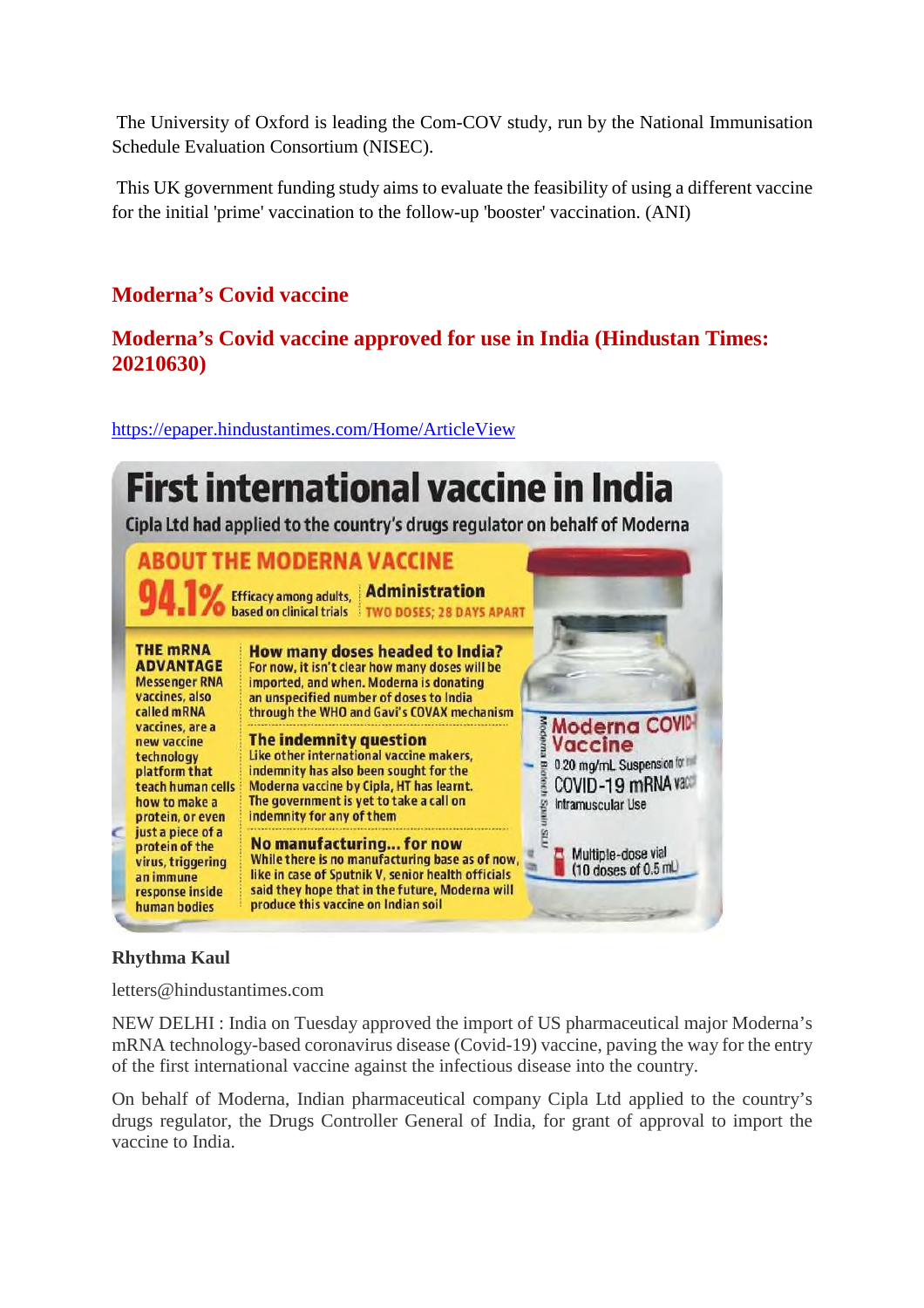The University of Oxford is leading the Com-COV study, run by the National Immunisation Schedule Evaluation Consortium (NISEC).

This UK government funding study aims to evaluate the feasibility of using a different vaccine for the initial 'prime' vaccination to the follow-up 'booster' vaccination. (ANI)

## Moderna's Covid vaccine

## Moderna's Covid vaccine approved for use in India (Hindustan Times: 20210630)

https://epaper.hindustantimes.com/Home/ArticleView

# First international vaccine in India

Cipla Ltd had applied to the country's drugs regulator on behalf of Moderna

**ABOUT THE MODERNA VACCINE**

**94.1%** Efficacy among adults, based on clinical trials

**Administration** TWO DOSES; 28 DAYS APART

**THE mRNA ADVANTAGE** Messenger RNA vaccines, also called mRNA vaccines, are a new vaccine technology platform that teach human cells how to make a protein, or even just a piece of a protein of the virus, triggering an immune response inside human bodies

**How many doses headed to India?** For now, it isn't clear how many doses will be imported, and when. Moderna is donating an unspecified number of doses to India through the WHO and Gavi's COVAX mechanism

**The indemnity question** Like other international vaccine makers, indemnity has also been sought for the Moderna vaccine by Cipla, HT has learnt. The government is yet to take a call on indemnity for any of them

**No manufacturing... for now** While there is no manufacturing base as of now, like in case of Sputnik V, senior health officials said they hope that in the future, Moderna will produce this vaccine on Indian soil

Moderna COVID-19 Vaccine 0.20 mg/mL Suspension for COVID-19 mRNA vaccine Intramuscular Use Multiple-dose vial (10 doses of 0.5 mL)

**Rhythma Kaul**

letters@hindustantimes.com

NEW DELHI : India on Tuesday approved the import of US pharmaceutical major Moderna's mRNA technology-based coronavirus disease (Covid-19) vaccine, paving the way for the entry of the first international vaccine against the infectious disease into the country.

On behalf of Moderna, Indian pharmaceutical company Cipla Ltd applied to the country's drugs regulator, the Drugs Controller General of India, for grant of approval to import the vaccine to India.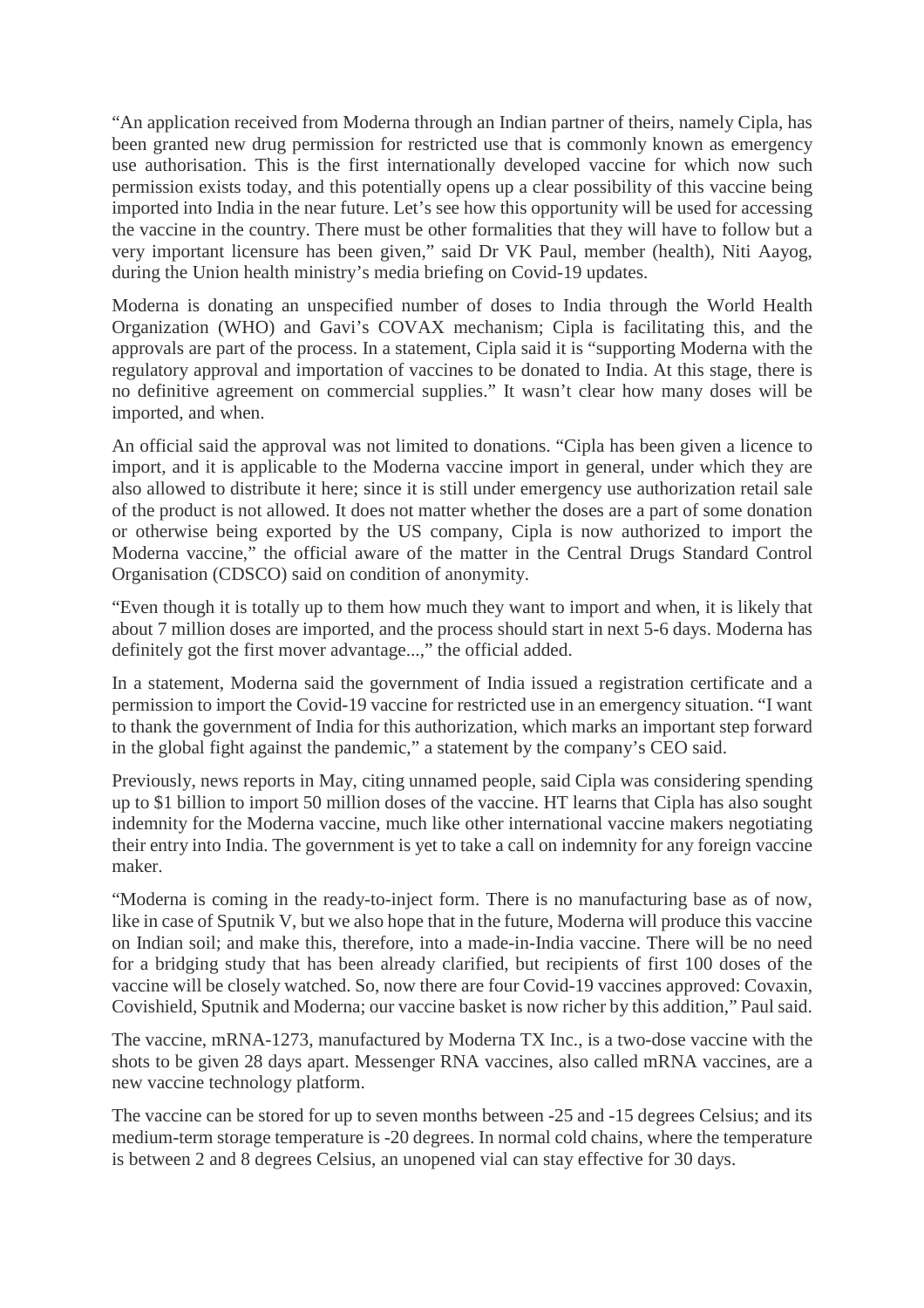"An application received from Moderna through an Indian partner of theirs, namely Cipla, has been granted new drug permission for restricted use that is commonly known as emergency use authorisation. This is the first internationally developed vaccine for which now such permission exists today, and this potentially opens up a clear possibility of this vaccine being imported into India in the near future. Let's see how this opportunity will be used for accessing the vaccine in the country. There must be other formalities that they will have to follow but a very important licensure has been given," said Dr VK Paul, member (health), Niti Aayog, during the Union health ministry's media briefing on Covid-19 updates.

Moderna is donating an unspecified number of doses to India through the World Health Organization (WHO) and Gavi's COVAX mechanism; Cipla is facilitating this, and the approvals are part of the process. In a statement, Cipla said it is "supporting Moderna with the regulatory approval and importation of vaccines to be donated to India. At this stage, there is no definitive agreement on commercial supplies." It wasn't clear how many doses will be imported, and when.

An official said the approval was not limited to donations. "Cipla has been given a licence to import, and it is applicable to the Moderna vaccine import in general, under which they are also allowed to distribute it here; since it is still under emergency use authorization retail sale of the product is not allowed. It does not matter whether the doses are a part of some donation or otherwise being exported by the US company, Cipla is now authorized to import the Moderna vaccine," the official aware of the matter in the Central Drugs Standard Control Organisation (CDSCO) said on condition of anonymity.

"Even though it is totally up to them how much they want to import and when, it is likely that about 7 million doses are imported, and the process should start in next 5-6 days. Moderna has definitely got the first mover advantage...," the official added.

In a statement, Moderna said the government of India issued a registration certificate and a permission to import the Covid-19 vaccine for restricted use in an emergency situation. "I want to thank the government of India for this authorization, which marks an important step forward in the global fight against the pandemic," a statement by the company's CEO said.

Previously, news reports in May, citing unnamed people, said Cipla was considering spending up to $1 billion to import 50 million doses of the vaccine. HT learns that Cipla has also sought indemnity for the Moderna vaccine, much like other international vaccine makers negotiating their entry into India. The government is yet to take a call on indemnity for any foreign vaccine maker.

"Moderna is coming in the ready-to-inject form. There is no manufacturing base as of now, like in case of Sputnik V, but we also hope that in the future, Moderna will produce this vaccine on Indian soil; and make this, therefore, into a made-in-India vaccine. There will be no need for a bridging study that has been already clarified, but recipients of first 100 doses of the vaccine will be closely watched. So, now there are four Covid-19 vaccines approved: Covaxin, Covishield, Sputnik and Moderna; our vaccine basket is now richer by this addition," Paul said.

The vaccine, mRNA-1273, manufactured by Moderna TX Inc., is a two-dose vaccine with the shots to be given 28 days apart. Messenger RNA vaccines, also called mRNA vaccines, are a new vaccine technology platform.

The vaccine can be stored for up to seven months between -25 and -15 degrees Celsius; and its medium-term storage temperature is -20 degrees. In normal cold chains, where the temperature is between 2 and 8 degrees Celsius, an unopened vial can stay effective for 30 days.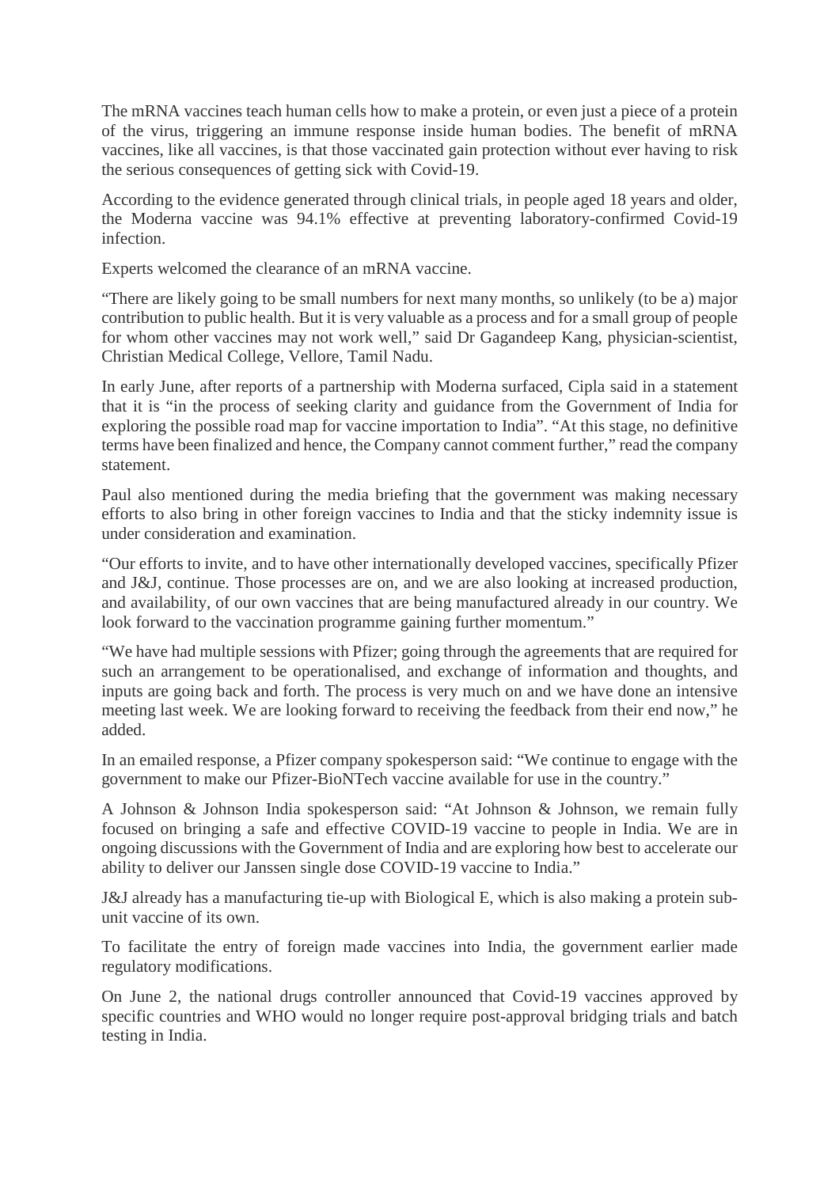The mRNA vaccines teach human cells how to make a protein, or even just a piece of a protein of the virus, triggering an immune response inside human bodies. The benefit of mRNA vaccines, like all vaccines, is that those vaccinated gain protection without ever having to risk the serious consequences of getting sick with Covid-19.

According to the evidence generated through clinical trials, in people aged 18 years and older, the Moderna vaccine was 94.1% effective at preventing laboratory-confirmed Covid-19 infection.

Experts welcomed the clearance of an mRNA vaccine.

"There are likely going to be small numbers for next many months, so unlikely (to be a) major contribution to public health. But it is very valuable as a process and for a small group of people for whom other vaccines may not work well," said Dr Gagandeep Kang, physician-scientist, Christian Medical College, Vellore, Tamil Nadu.

In early June, after reports of a partnership with Moderna surfaced, Cipla said in a statement that it is "in the process of seeking clarity and guidance from the Government of India for exploring the possible road map for vaccine importation to India". "At this stage, no definitive terms have been finalized and hence, the Company cannot comment further," read the company statement.

Paul also mentioned during the media briefing that the government was making necessary efforts to also bring in other foreign vaccines to India and that the sticky indemnity issue is under consideration and examination.

"Our efforts to invite, and to have other internationally developed vaccines, specifically Pfizer and J&J, continue. Those processes are on, and we are also looking at increased production, and availability, of our own vaccines that are being manufactured already in our country. We look forward to the vaccination programme gaining further momentum."

"We have had multiple sessions with Pfizer; going through the agreements that are required for such an arrangement to be operationalised, and exchange of information and thoughts, and inputs are going back and forth. The process is very much on and we have done an intensive meeting last week. We are looking forward to receiving the feedback from their end now," he added.

In an emailed response, a Pfizer company spokesperson said: "We continue to engage with the government to make our Pfizer-BioNTech vaccine available for use in the country."

A Johnson & Johnson India spokesperson said: "At Johnson & Johnson, we remain fully focused on bringing a safe and effective COVID-19 vaccine to people in India. We are in ongoing discussions with the Government of India and are exploring how best to accelerate our ability to deliver our Janssen single dose COVID-19 vaccine to India."

J&J already has a manufacturing tie-up with Biological E, which is also making a protein sub-unit vaccine of its own.

To facilitate the entry of foreign made vaccines into India, the government earlier made regulatory modifications.

On June 2, the national drugs controller announced that Covid-19 vaccines approved by specific countries and WHO would no longer require post-approval bridging trials and batch testing in India.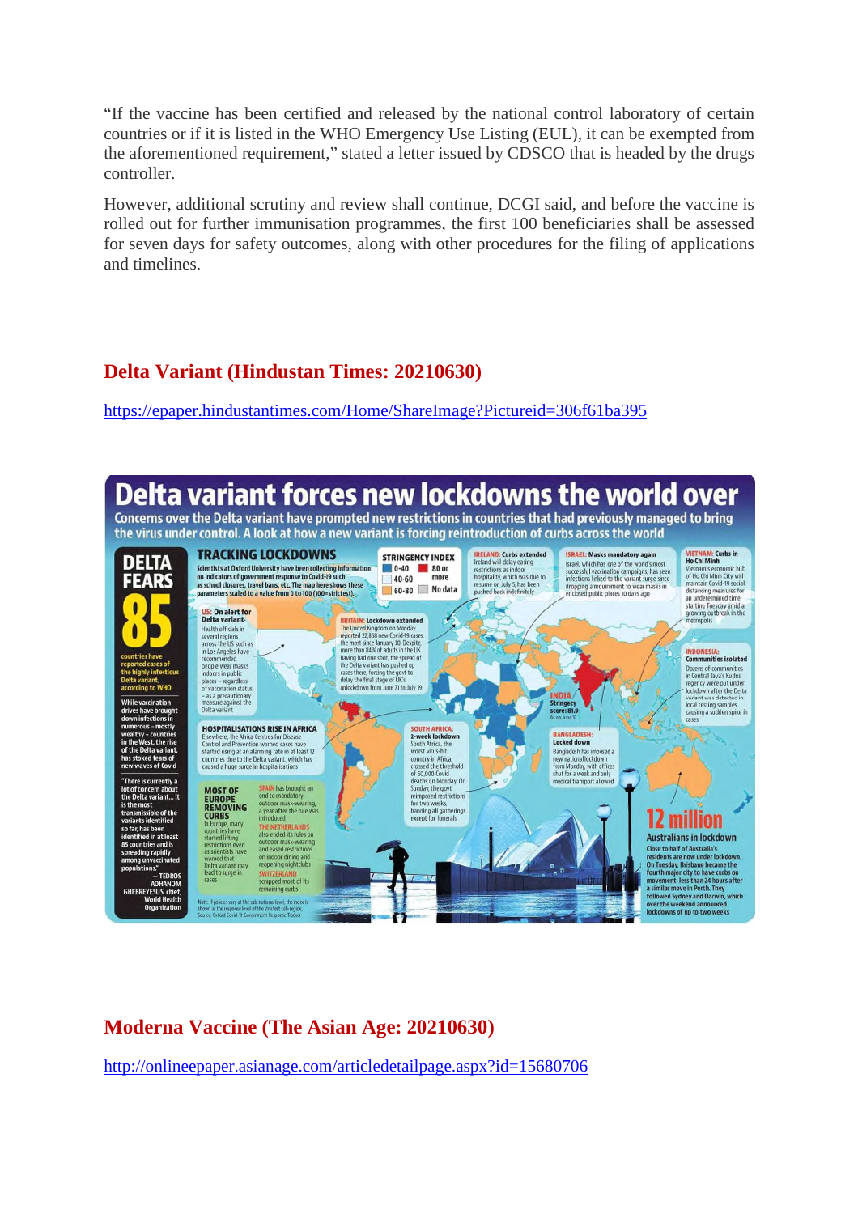"If the vaccine has been certified and released by the national control laboratory of certain countries or if it is listed in the WHO Emergency Use Listing (EUL), it can be exempted from the aforementioned requirement," stated a letter issued by CDSCO that is headed by the drugs controller.

However, additional scrutiny and review shall continue, DCGI said, and before the vaccine is rolled out for further immunisation programmes, the first 100 beneficiaries shall be assessed for seven days for safety outcomes, along with other procedures for the filing of applications and timelines.

## Delta Variant (Hindustan Times: 20210630)

https://epaper.hindustantimes.com/Home/ShareImage?Pictureid=306f61ba395

# Delta variant forces new lockdowns the world over

Concerns over the Delta variant have prompted new restrictions in countries that had previously managed to bring the virus under control. A look at how a new variant is forcing reintroduction of curbs across the world

**DELTA FEARS**

**85** countries have reported cases of the highly infectious Delta variant, according to WHO

While vaccination drives have brought down infections in numerous – mostly wealthy – countries in the West, the rise of the Delta variant, has stoked fears of new waves of Covid

"There is currently a lot of concern about the Delta variant... It is the most transmissible of the variants identified so far, has been identified in at least 85 countries and is spreading rapidly among unvaccinated populations."
— TEDROS ADHANOM GHEBREYESUS, chief, World Health Organization

**TRACKING LOCKDOWNS**

Scientists at Oxford University have been collecting information on indicators of government response to Covid-19 such as school closures, travel bans, etc. The map here shows these parameters scaled to a value from 0 to 100 (100=strictest).

**STRINGENCY INDEX**: 0-40 | 40-60 | 60-80 | 80 or more | No data

**US: On alert for Delta variant**
Health officials in several regions across the US such as in Los Angeles have recommended people wear masks indoors in public places – regardless of vaccination status – as a precautionary measure against the Delta variant

**BRITAIN: Lockdown extended**
The United Kingdom on Monday reported 22,868 new Covid-19 cases, the most since January 30. Despite more than 84% of adults in the UK having had one shot, the spread of the Delta variant has pushed up cases there, forcing the govt to delay the final stage of UK's unlockdown from June 21 to July 19

**IRELAND: Curbs extended**
Ireland will delay easing restrictions such as indoor hospitality, which was due to resume on July 5, has been pushed back indefinitely

**ISRAEL: Masks mandatory again**
Israel, which has one of the world's most successful vaccination campaigns, has seen infections linked to the variant surge since dropping a requirement to wear masks in enclosed public places 10 days ago

**VIETNAM: Curbs in Ho Chi Minh**
Vietnam's economic hub of Ho Chi Minh City will maintain Covid-19 social distancing measures for an undetermined time starting Tuesday amid a growing outbreak in the metropolis

**INDONESIA: Communities isolated**
Dozens of communities in Central Java's Kudus regency were put under lockdown after the Delta variant was detected in local testing samples, causing a sudden spike in cases

**INDIA**
Stringency score: 81.9
As on June 17

**HOSPITALISATIONS RISE IN AFRICA**
Elsewhere, the Africa Centres for Disease Control and Prevention warned cases have started rising at an alarming rate in at least 12 countries due to the Delta variant, which has caused a huge surge in hospitalisations

**SOUTH AFRICA: 2-week lockdown**
South Africa, the worst virus-hit country in Africa, crossed the threshold of 60,000 Covid deaths on Monday. On Sunday, the govt reimposed restrictions for two weeks, banning all gatherings except for funerals

**BANGLADESH: Locked down**
Bangladesh has imposed a new national lockdown from Monday, with offices shut for a week and only medical transport allowed

**MOST OF EUROPE REMOVING CURBS**
In Europe, many countries have started lifting restrictions even as scientists have warned that Delta variant may lead to surge in cases

SPAIN has brought an end to mandatory outdoor mask-wearing, a year after the rule was introduced

THE NETHERLANDS also ended its rules on outdoor mask-wearing and eased restrictions on indoor dining and reopening nightclubs

SWITZERLAND scrapped most of its remaining curbs

**12 million Australians in lockdown**
Close to half of Australia's residents are now under lockdown. On Tuesday, Brisbane became the fourth major city to have curbs on movement, less than 24 hours after a similar move in Perth. They followed Sydney and Darwin, which over the weekend announced lockdowns of up to two weeks

Note: If policies vary at the sub-national level, the index is shown as the response level of the strictest sub-region. Source: Oxford Covid-19 Government Response Tracker

## Moderna Vaccine (The Asian Age: 20210630)

http://onlineepaper.asianage.com/articledetailpage.aspx?id=15680706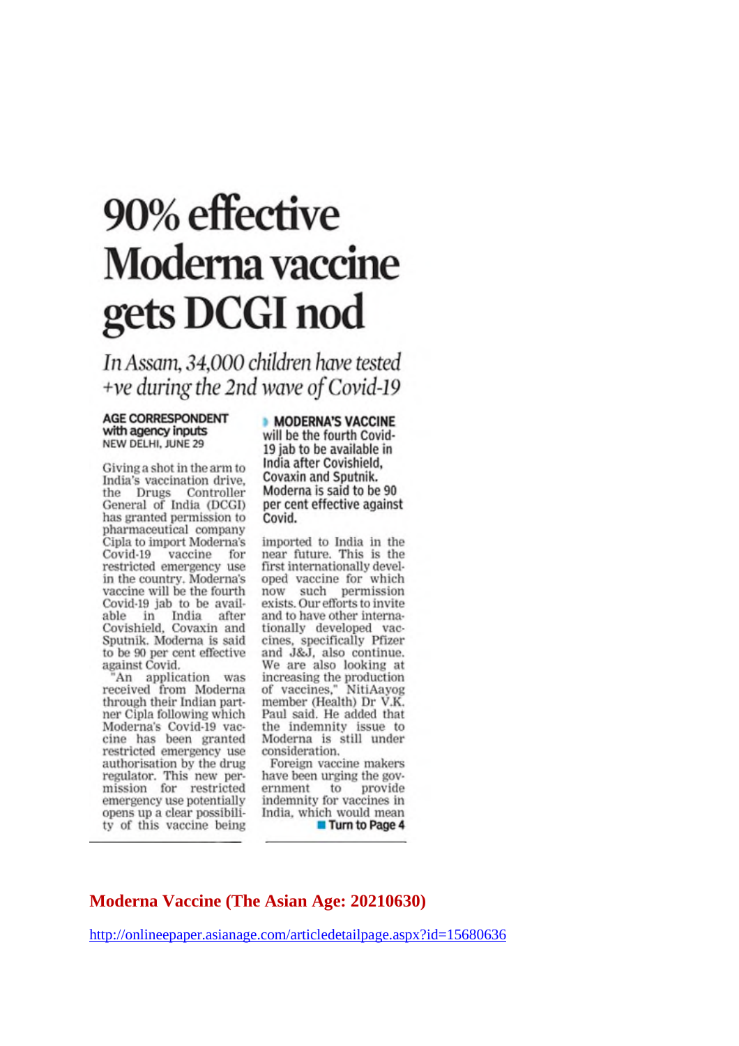# 90% effective Moderna vaccine gets DCGI nod

*In Assam, 34,000 children have tested +ve during the 2nd wave of Covid-19*

**AGE CORRESPONDENT**
**with agency inputs**
NEW DELHI, JUNE 29

**MODERNA'S VACCINE will be the fourth Covid-19 jab to be available in India after Covishield, Covaxin and Sputnik. Moderna is said to be 90 per cent effective against Covid.**

Giving a shot in the arm to India's vaccination drive, the Drugs Controller General of India (DCGI) has granted permission to pharmaceutical company Cipla to import Moderna's Covid-19 vaccine for restricted emergency use in the country. Moderna's vaccine will be the fourth Covid-19 jab to be available in India after Covishield, Covaxin and Sputnik. Moderna is said to be 90 per cent effective against Covid.

"An application was received from Moderna through their Indian partner Cipla following which Moderna's Covid-19 vaccine has been granted restricted emergency use authorisation by the drug regulator. This new permission for restricted emergency use potentially opens up a clear possibility of this vaccine being imported to India in the near future. This is the first internationally developed vaccine for which now such permission exists. Our efforts to invite and to have other internationally developed vaccines, specifically Pfizer and J&J, also continue. We are also looking at increasing the production of vaccines," NitiAayog member (Health) Dr V.K. Paul said. He added that the indemnity issue to Moderna is still under consideration.

Foreign vaccine makers have been urging the government to provide indemnity for vaccines in India, which would mean

**Turn to Page 4**

**Moderna Vaccine (The Asian Age: 20210630)**

http://onlineepaper.asianage.com/articledetailpage.aspx?id=15680636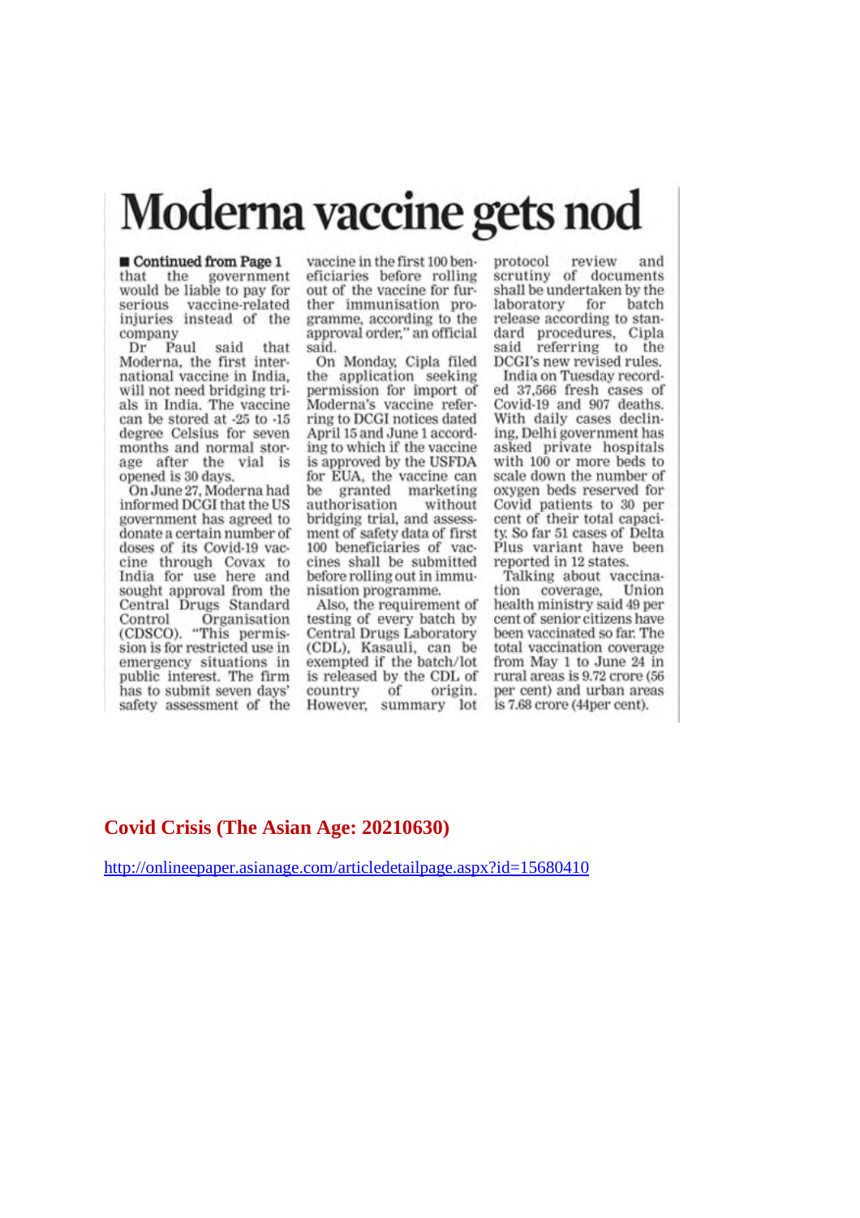# Moderna vaccine gets nod

■ **Continued from Page 1**

that the government would be liable to pay for serious vaccine-related injuries instead of the company

Dr Paul said that Moderna, the first international vaccine in India, will not need bridging trials in India. The vaccine can be stored at -25 to -15 degree Celsius for seven months and normal storage after the vial is opened is 30 days.

On June 27, Moderna had informed DCGI that the US government has agreed to donate a certain number of doses of its Covid-19 vaccine through Covax to India for use here and sought approval from the Central Drugs Standard Control Organisation (CDSCO). "This permission is for restricted use in emergency situations in public interest. The firm has to submit seven days' safety assessment of the vaccine in the first 100 beneficiaries before rolling out of the vaccine for further immunisation programme, according to the approval order," an official said.

On Monday, Cipla filed the application seeking permission for import of Moderna's vaccine referring to DCGI notices dated April 15 and June 1 according to which if the vaccine is approved by the USFDA for EUA, the vaccine can be granted marketing authorisation without bridging trial, and assessment of safety data of first 100 beneficiaries of vaccines shall be submitted before rolling out in immunisation programme.

Also, the requirement of testing of every batch by Central Drugs Laboratory (CDL), Kasauli, can be exempted if the batch/lot is released by the CDL of country of origin. However, summary lot protocol review and scrutiny of documents shall be undertaken by the laboratory for batch release according to standard procedures, Cipla said referring to the DCGI's new revised rules.

India on Tuesday recorded 37,566 fresh cases of Covid-19 and 907 deaths. With daily cases declining, Delhi government has asked private hospitals with 100 or more beds to scale down the number of oxygen beds reserved for Covid patients to 30 per cent of their total capacity. So far 51 cases of Delta Plus variant have been reported in 12 states.

Talking about vaccination coverage, Union health ministry said 49 per cent of senior citizens have been vaccinated so far. The total vaccination coverage from May 1 to June 24 in rural areas is 9.72 crore (56 per cent) and urban areas is 7.68 crore (44per cent).

**Covid Crisis (The Asian Age: 20210630)**

http://onlineepaper.asianage.com/articledetailpage.aspx?id=15680410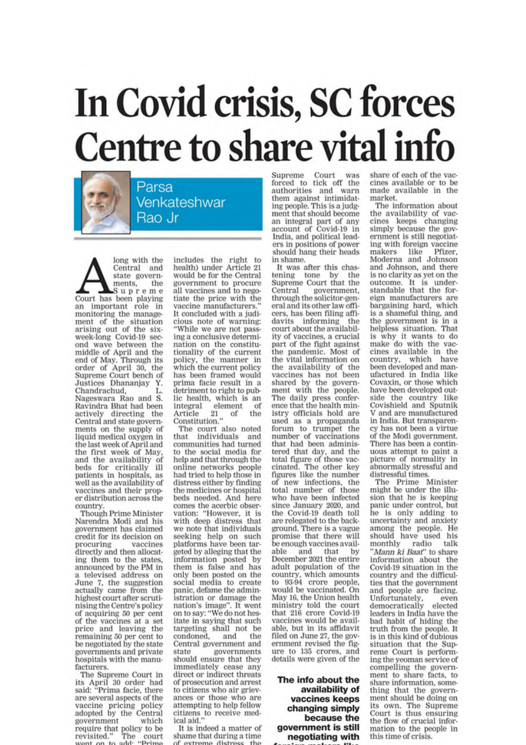# In Covid crisis, SC forces Centre to share vital info

**Parsa Venkateshwar Rao Jr**

Along with the Central and state governments, the Supreme Court has been playing an important role in monitoring the management of the situation arising out of the six-week-long Covid-19 second wave between the middle of April and the end of May. Through its order of April 30, the Supreme Court bench of Justices Dhananjay Y. Chandrachud, L. Nageswara Rao and S. Ravindra Bhat had been actively directing the Central and state governments on the supply of liquid medical oxygen in the last week of April and the first week of May, and the availability of beds for critically ill patients in hospitals, as well as the availability of vaccines and their proper distribution across the country.

Though Prime Minister Narendra Modi and his government has claimed credit for its decision on procuring vaccines directly and then allocating them to the states, announced by the PM in a televised address on June 7, the suggestion actually came from the highest court after scrutinising the Centre's policy of acquiring 50 per cent of the vaccines at a set price and leaving the remaining 50 per cent to be negotiated by the state governments and private hospitals with the manufacturers.

The Supreme Court in its April 30 order had said: "Prima facie, there are several aspects of the vaccine pricing policy adopted by the Central government which require that policy to be revisited." The court went on to add: "Prime facie, the rational method consistent with Articles 14 and 21 of the Constitution (which includes the right to health) under Article 21 would be for the Central government to procure all vaccines and to negotiate the price with the vaccine manufacturers." It concluded with a judicious note of warning: "While we are not passing a conclusive determination on the constitutionality of the current policy, the manner in which the current policy has been framed would prima facie result in a detriment to right to public health, which is an integral element of Article 21 of the Constitution."

The court also noted that individuals and communities had turned to the social media for help and that through the online networks people had tried to help those in distress either by finding the medicines or hospital beds needed. And here comes the acerbic observation: "However, it is with deep distress that we note that individuals seeking help on such platforms have been targeted by alleging that the information posted by them is false and has only been posted on the social media to create panic, defame the administration or damage the nation's image". It went on to say: "We do not hesitate in saying that such targeting shall not be condoned, and the Central government and state governments should ensure that they immediately cease any direct or indirect threats of prosecution and arrest to citizens who air grievances or those who are attempting to help fellow citizens to receive medical aid."

It is indeed a matter of shame that during a time of extreme distress the Supreme Court was forced to tick off the authorities and warn them against intimidating people. This is a judgment that should become an integral part of any account of Covid-19 in India, and political leaders in positions of power should hang their heads in shame.

It was after this chastening tone by the Supreme Court that the Central government, through the solicitor-general and its other law officers, has been filing affidavits informing the court about the availability of vaccines, a crucial part of the fight against the pandemic. Most of the vital information on the availability of the vaccines has not been shared by the government with the people. The daily press conference that the health ministry officials hold are used as a propaganda forum to trumpet the number of vaccinations that had been administered that day, and the total figure of those vaccinated. The other key figures like the number of new infections, the total number of those who have been infected since January 2020, and the Covid-19 death toll are relegated to the background. There is a vague promise that there will be enough vaccines available and that by December 2021 the entire adult population of the country, which amounts to 93-94 crore people, would be vaccinated. On May 16, the Union health ministry told the court that 216 crore Covid-19 vaccines would be available, but in its affidavit filed on June 27, the government revised the figure to 135 crores, and details were given of the share of each of the vaccines available or to be made available in the market.

> **The info about the availability of vaccines keeps changing simply because the government is still negotiating with foreign makers like...**

The information about the availability of vaccines keeps changing simply because the government is still negotiating with foreign vaccine makers like Pfizer, Moderna and Johnson and Johnson, and there is no clarity as yet on the outcome. It is understandable that the foreign manufacturers are bargaining hard, which is a shameful thing, and the government is in a helpless situation. That is why it wants to do make do with the vaccines available in the country, which have been developed and manufactured in India like Covaxin, or those which have been developed outside the country like Covishield and Sputnik V and are manufactured in India. But transparency has not been a virtue of the Modi government. There has been a continuous attempt to paint a picture of normality in abnormally stressful and distressful times.

The Prime Minister might be under the illusion that he is keeping panic under control, but he is only adding to uncertainty and anxiety among the people. He should have used his monthly radio talk "*Mann ki Baat*" to share information about the Covid-19 situation in the country and the difficulties that the government and people are facing. Unfortunately, even democratically elected leaders in India have the bad habit of hiding the truth from the people. It is in this kind of dubious situation that the Supreme Court is performing the yeoman service of compelling the government to share facts, to share information, something that the government should be doing on its own. The Supreme Court is thus ensuring the flow of crucial information to the people in this time of crisis.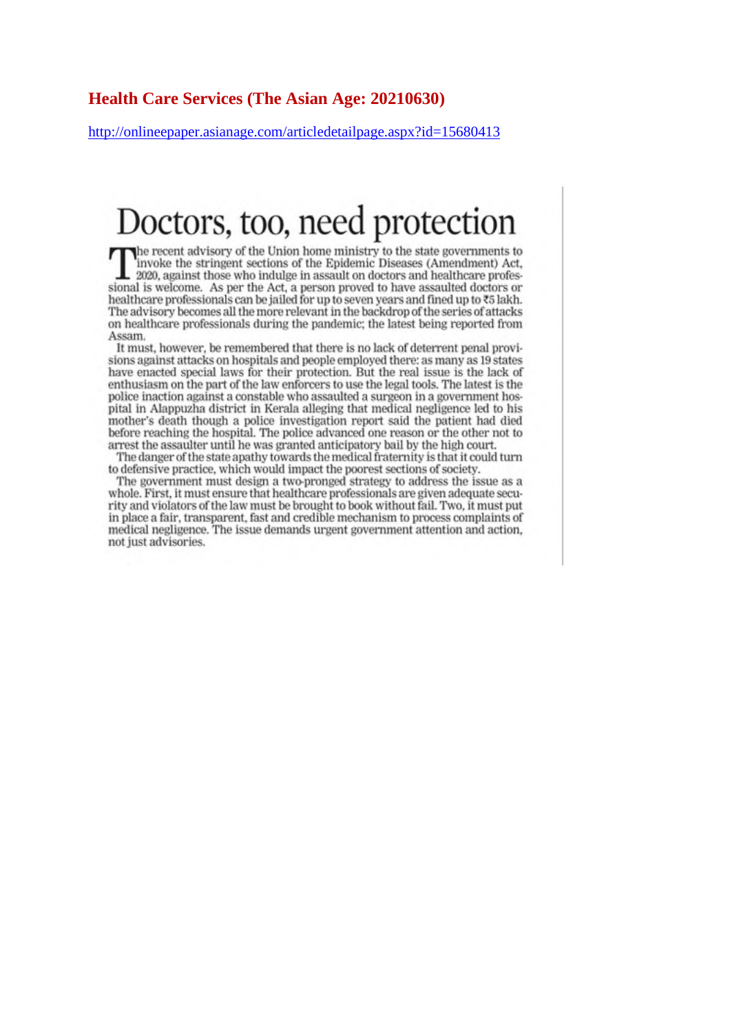## Health Care Services (The Asian Age: 20210630)

http://onlineepaper.asianage.com/articledetailpage.aspx?id=15680413

# Doctors, too, need protection

The recent advisory of the Union home ministry to the state governments to invoke the stringent sections of the Epidemic Diseases (Amendment) Act, 2020, against those who indulge in assault on doctors and healthcare professional is welcome. As per the Act, a person proved to have assaulted doctors or healthcare professionals can be jailed for up to seven years and fined up to ₹5 lakh. The advisory becomes all the more relevant in the backdrop of the series of attacks on healthcare professionals during the pandemic; the latest being reported from Assam.

It must, however, be remembered that there is no lack of deterrent penal provisions against attacks on hospitals and people employed there: as many as 19 states have enacted special laws for their protection. But the real issue is the lack of enthusiasm on the part of the law enforcers to use the legal tools. The latest is the police inaction against a constable who assaulted a surgeon in a government hospital in Alappuzha district in Kerala alleging that medical negligence led to his mother's death though a police investigation report said the patient had died before reaching the hospital. The police advanced one reason or the other not to arrest the assaulter until he was granted anticipatory bail by the high court.

The danger of the state apathy towards the medical fraternity is that it could turn to defensive practice, which would impact the poorest sections of society.

The government must design a two-pronged strategy to address the issue as a whole. First, it must ensure that healthcare professionals are given adequate security and violators of the law must be brought to book without fail. Two, it must put in place a fair, transparent, fast and credible mechanism to process complaints of medical negligence. The issue demands urgent government attention and action, not just advisories.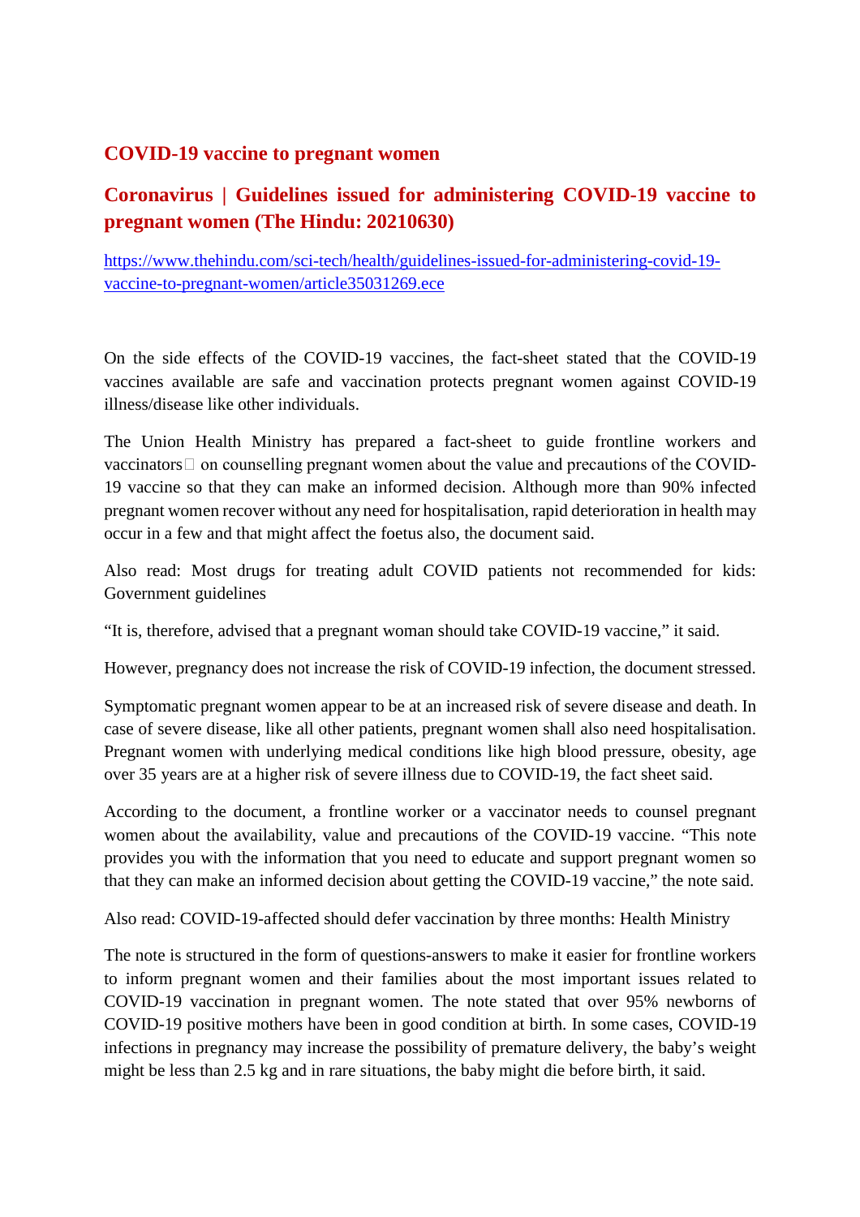## COVID-19 vaccine to pregnant women

## Coronavirus | Guidelines issued for administering COVID-19 vaccine to pregnant women (The Hindu: 20210630)

https://www.thehindu.com/sci-tech/health/guidelines-issued-for-administering-covid-19-vaccine-to-pregnant-women/article35031269.ece

On the side effects of the COVID-19 vaccines, the fact-sheet stated that the COVID-19 vaccines available are safe and vaccination protects pregnant women against COVID-19 illness/disease like other individuals.

The Union Health Ministry has prepared a fact-sheet to guide frontline workers and vaccinators on counselling pregnant women about the value and precautions of the COVID-19 vaccine so that they can make an informed decision. Although more than 90% infected pregnant women recover without any need for hospitalisation, rapid deterioration in health may occur in a few and that might affect the foetus also, the document said.

Also read: Most drugs for treating adult COVID patients not recommended for kids: Government guidelines

"It is, therefore, advised that a pregnant woman should take COVID-19 vaccine," it said.

However, pregnancy does not increase the risk of COVID-19 infection, the document stressed.

Symptomatic pregnant women appear to be at an increased risk of severe disease and death. In case of severe disease, like all other patients, pregnant women shall also need hospitalisation. Pregnant women with underlying medical conditions like high blood pressure, obesity, age over 35 years are at a higher risk of severe illness due to COVID-19, the fact sheet said.

According to the document, a frontline worker or a vaccinator needs to counsel pregnant women about the availability, value and precautions of the COVID-19 vaccine. "This note provides you with the information that you need to educate and support pregnant women so that they can make an informed decision about getting the COVID-19 vaccine," the note said.

Also read: COVID-19-affected should defer vaccination by three months: Health Ministry

The note is structured in the form of questions-answers to make it easier for frontline workers to inform pregnant women and their families about the most important issues related to COVID-19 vaccination in pregnant women. The note stated that over 95% newborns of COVID-19 positive mothers have been in good condition at birth. In some cases, COVID-19 infections in pregnancy may increase the possibility of premature delivery, the baby's weight might be less than 2.5 kg and in rare situations, the baby might die before birth, it said.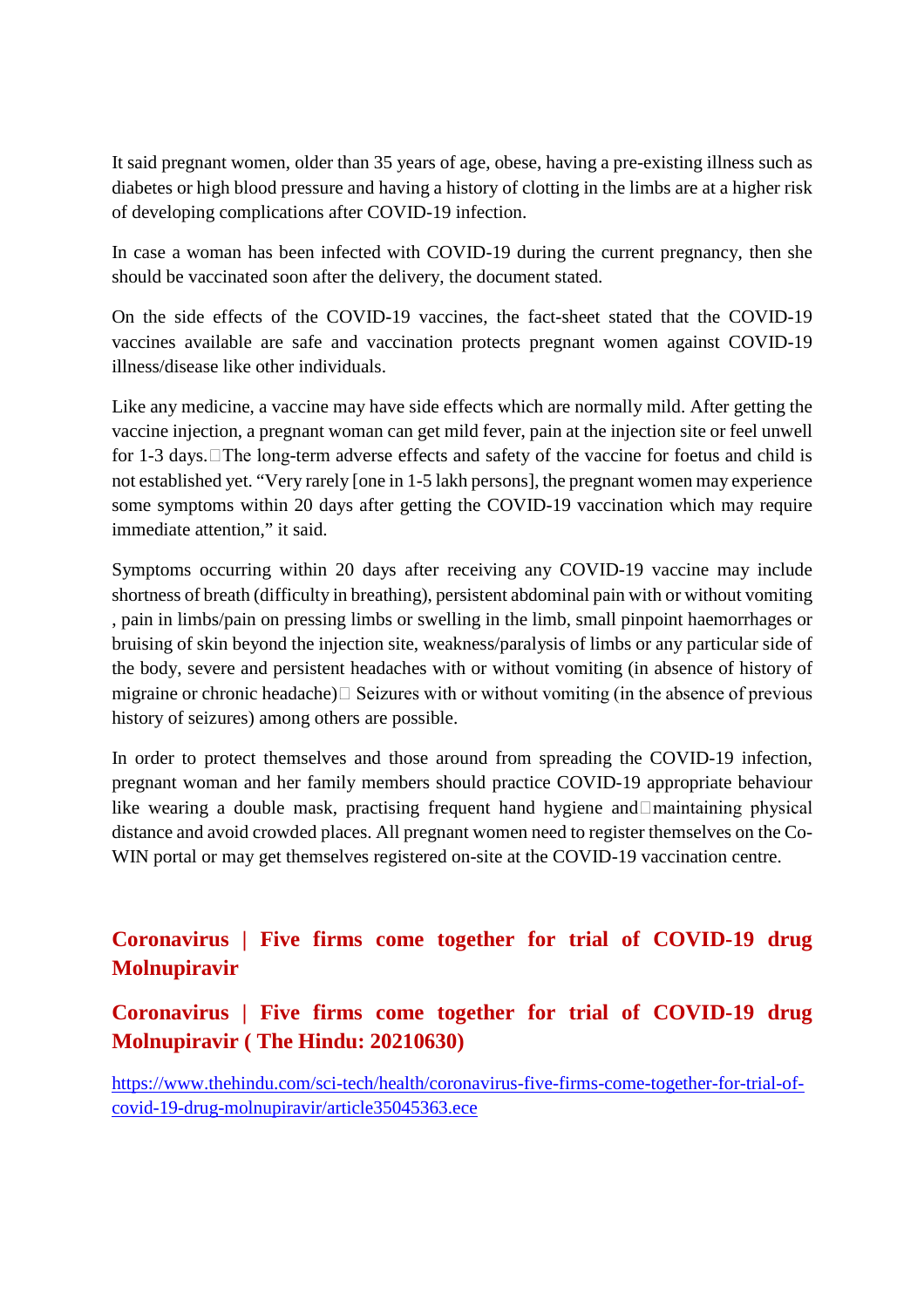It said pregnant women, older than 35 years of age, obese, having a pre-existing illness such as diabetes or high blood pressure and having a history of clotting in the limbs are at a higher risk of developing complications after COVID-19 infection.

In case a woman has been infected with COVID-19 during the current pregnancy, then she should be vaccinated soon after the delivery, the document stated.

On the side effects of the COVID-19 vaccines, the fact-sheet stated that the COVID-19 vaccines available are safe and vaccination protects pregnant women against COVID-19 illness/disease like other individuals.

Like any medicine, a vaccine may have side effects which are normally mild. After getting the vaccine injection, a pregnant woman can get mild fever, pain at the injection site or feel unwell for 1-3 days. The long-term adverse effects and safety of the vaccine for foetus and child is not established yet. “Very rarely [one in 1-5 lakh persons], the pregnant women may experience some symptoms within 20 days after getting the COVID-19 vaccination which may require immediate attention,” it said.

Symptoms occurring within 20 days after receiving any COVID-19 vaccine may include shortness of breath (difficulty in breathing), persistent abdominal pain with or without vomiting , pain in limbs/pain on pressing limbs or swelling in the limb, small pinpoint haemorrhages or bruising of skin beyond the injection site, weakness/paralysis of limbs or any particular side of the body, severe and persistent headaches with or without vomiting (in absence of history of migraine or chronic headache) Seizures with or without vomiting (in the absence of previous history of seizures) among others are possible.

In order to protect themselves and those around from spreading the COVID-19 infection, pregnant woman and her family members should practice COVID-19 appropriate behaviour like wearing a double mask, practising frequent hand hygiene and maintaining physical distance and avoid crowded places. All pregnant women need to register themselves on the Co-WIN portal or may get themselves registered on-site at the COVID-19 vaccination centre.

## Coronavirus | Five firms come together for trial of COVID-19 drug Molnupiravir

## Coronavirus | Five firms come together for trial of COVID-19 drug Molnupiravir ( The Hindu: 20210630)

https://www.thehindu.com/sci-tech/health/coronavirus-five-firms-come-together-for-trial-of-covid-19-drug-molnupiravir/article35045363.ece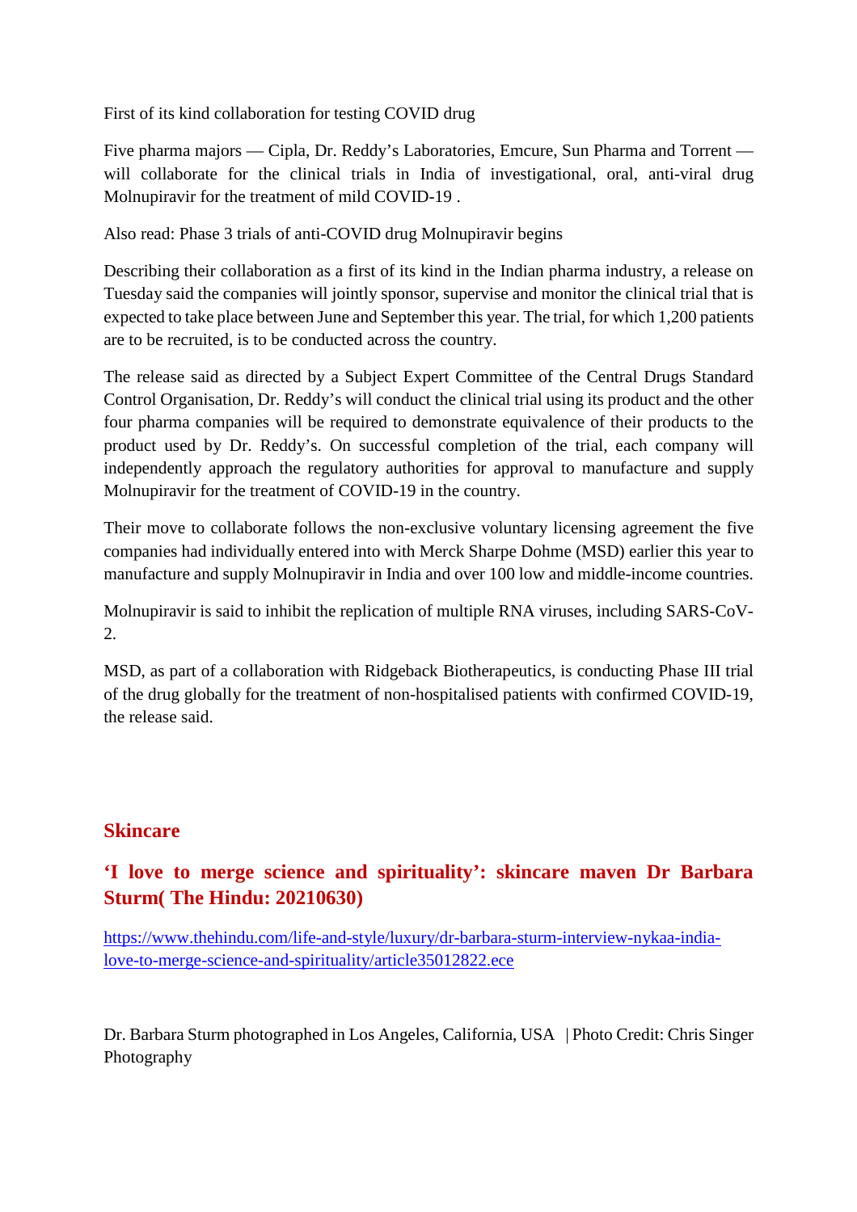First of its kind collaboration for testing COVID drug

Five pharma majors — Cipla, Dr. Reddy's Laboratories, Emcure, Sun Pharma and Torrent — will collaborate for the clinical trials in India of investigational, oral, anti-viral drug Molnupiravir for the treatment of mild COVID-19 .

Also read: Phase 3 trials of anti-COVID drug Molnupiravir begins

Describing their collaboration as a first of its kind in the Indian pharma industry, a release on Tuesday said the companies will jointly sponsor, supervise and monitor the clinical trial that is expected to take place between June and September this year. The trial, for which 1,200 patients are to be recruited, is to be conducted across the country.

The release said as directed by a Subject Expert Committee of the Central Drugs Standard Control Organisation, Dr. Reddy's will conduct the clinical trial using its product and the other four pharma companies will be required to demonstrate equivalence of their products to the product used by Dr. Reddy's. On successful completion of the trial, each company will independently approach the regulatory authorities for approval to manufacture and supply Molnupiravir for the treatment of COVID-19 in the country.

Their move to collaborate follows the non-exclusive voluntary licensing agreement the five companies had individually entered into with Merck Sharpe Dohme (MSD) earlier this year to manufacture and supply Molnupiravir in India and over 100 low and middle-income countries.

Molnupiravir is said to inhibit the replication of multiple RNA viruses, including SARS-CoV-2.

MSD, as part of a collaboration with Ridgeback Biotherapeutics, is conducting Phase III trial of the drug globally for the treatment of non-hospitalised patients with confirmed COVID-19, the release said.

## Skincare

## 'I love to merge science and spirituality': skincare maven Dr Barbara Sturm( The Hindu: 20210630)

https://www.thehindu.com/life-and-style/luxury/dr-barbara-sturm-interview-nykaa-india-love-to-merge-science-and-spirituality/article35012822.ece

Dr. Barbara Sturm photographed in Los Angeles, California, USA | Photo Credit: Chris Singer Photography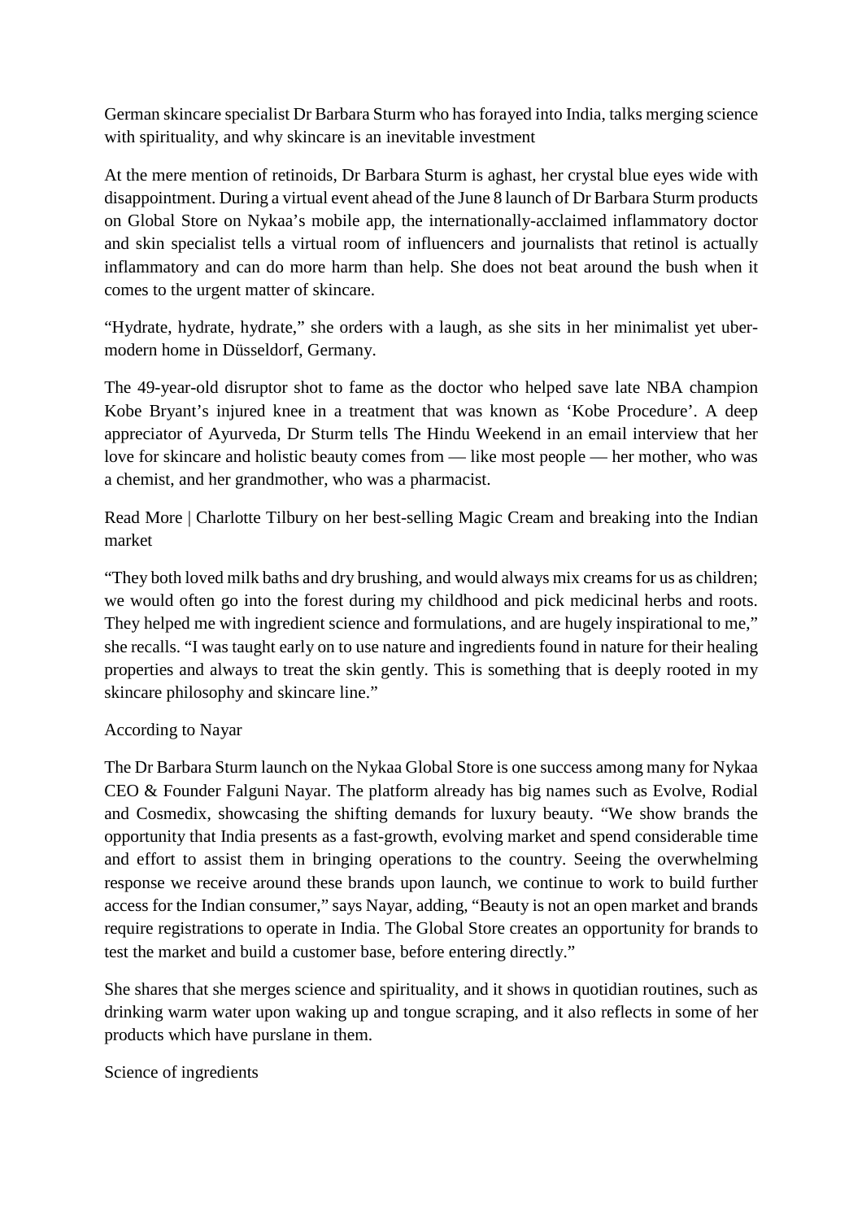German skincare specialist Dr Barbara Sturm who has forayed into India, talks merging science with spirituality, and why skincare is an inevitable investment

At the mere mention of retinoids, Dr Barbara Sturm is aghast, her crystal blue eyes wide with disappointment. During a virtual event ahead of the June 8 launch of Dr Barbara Sturm products on Global Store on Nykaa's mobile app, the internationally-acclaimed inflammatory doctor and skin specialist tells a virtual room of influencers and journalists that retinol is actually inflammatory and can do more harm than help. She does not beat around the bush when it comes to the urgent matter of skincare.

"Hydrate, hydrate, hydrate," she orders with a laugh, as she sits in her minimalist yet uber-modern home in Düsseldorf, Germany.

The 49-year-old disruptor shot to fame as the doctor who helped save late NBA champion Kobe Bryant's injured knee in a treatment that was known as 'Kobe Procedure'. A deep appreciator of Ayurveda, Dr Sturm tells The Hindu Weekend in an email interview that her love for skincare and holistic beauty comes from — like most people — her mother, who was a chemist, and her grandmother, who was a pharmacist.

Read More | Charlotte Tilbury on her best-selling Magic Cream and breaking into the Indian market

"They both loved milk baths and dry brushing, and would always mix creams for us as children; we would often go into the forest during my childhood and pick medicinal herbs and roots. They helped me with ingredient science and formulations, and are hugely inspirational to me," she recalls. "I was taught early on to use nature and ingredients found in nature for their healing properties and always to treat the skin gently. This is something that is deeply rooted in my skincare philosophy and skincare line."

## According to Nayar

The Dr Barbara Sturm launch on the Nykaa Global Store is one success among many for Nykaa CEO & Founder Falguni Nayar. The platform already has big names such as Evolve, Rodial and Cosmedix, showcasing the shifting demands for luxury beauty. "We show brands the opportunity that India presents as a fast-growth, evolving market and spend considerable time and effort to assist them in bringing operations to the country. Seeing the overwhelming response we receive around these brands upon launch, we continue to work to build further access for the Indian consumer," says Nayar, adding, "Beauty is not an open market and brands require registrations to operate in India. The Global Store creates an opportunity for brands to test the market and build a customer base, before entering directly."

She shares that she merges science and spirituality, and it shows in quotidian routines, such as drinking warm water upon waking up and tongue scraping, and it also reflects in some of her products which have purslane in them.

## Science of ingredients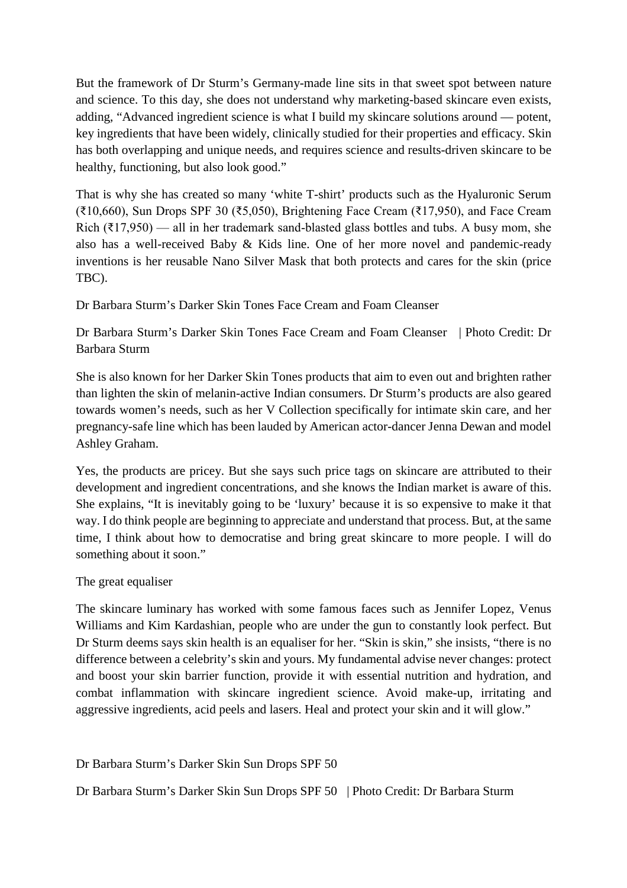But the framework of Dr Sturm's Germany-made line sits in that sweet spot between nature and science. To this day, she does not understand why marketing-based skincare even exists, adding, "Advanced ingredient science is what I build my skincare solutions around — potent, key ingredients that have been widely, clinically studied for their properties and efficacy. Skin has both overlapping and unique needs, and requires science and results-driven skincare to be healthy, functioning, but also look good."

That is why she has created so many 'white T-shirt' products such as the Hyaluronic Serum (₹10,660), Sun Drops SPF 30 (₹5,050), Brightening Face Cream (₹17,950), and Face Cream Rich (₹17,950) — all in her trademark sand-blasted glass bottles and tubs. A busy mom, she also has a well-received Baby & Kids line. One of her more novel and pandemic-ready inventions is her reusable Nano Silver Mask that both protects and cares for the skin (price TBC).

Dr Barbara Sturm's Darker Skin Tones Face Cream and Foam Cleanser

Dr Barbara Sturm's Darker Skin Tones Face Cream and Foam Cleanser | Photo Credit: Dr Barbara Sturm

She is also known for her Darker Skin Tones products that aim to even out and brighten rather than lighten the skin of melanin-active Indian consumers. Dr Sturm's products are also geared towards women's needs, such as her V Collection specifically for intimate skin care, and her pregnancy-safe line which has been lauded by American actor-dancer Jenna Dewan and model Ashley Graham.

Yes, the products are pricey. But she says such price tags on skincare are attributed to their development and ingredient concentrations, and she knows the Indian market is aware of this. She explains, "It is inevitably going to be 'luxury' because it is so expensive to make it that way. I do think people are beginning to appreciate and understand that process. But, at the same time, I think about how to democratise and bring great skincare to more people. I will do something about it soon."

The great equaliser

The skincare luminary has worked with some famous faces such as Jennifer Lopez, Venus Williams and Kim Kardashian, people who are under the gun to constantly look perfect. But Dr Sturm deems says skin health is an equaliser for her. "Skin is skin," she insists, "there is no difference between a celebrity's skin and yours. My fundamental advise never changes: protect and boost your skin barrier function, provide it with essential nutrition and hydration, and combat inflammation with skincare ingredient science. Avoid make-up, irritating and aggressive ingredients, acid peels and lasers. Heal and protect your skin and it will glow."

Dr Barbara Sturm's Darker Skin Sun Drops SPF 50

Dr Barbara Sturm's Darker Skin Sun Drops SPF 50 | Photo Credit: Dr Barbara Sturm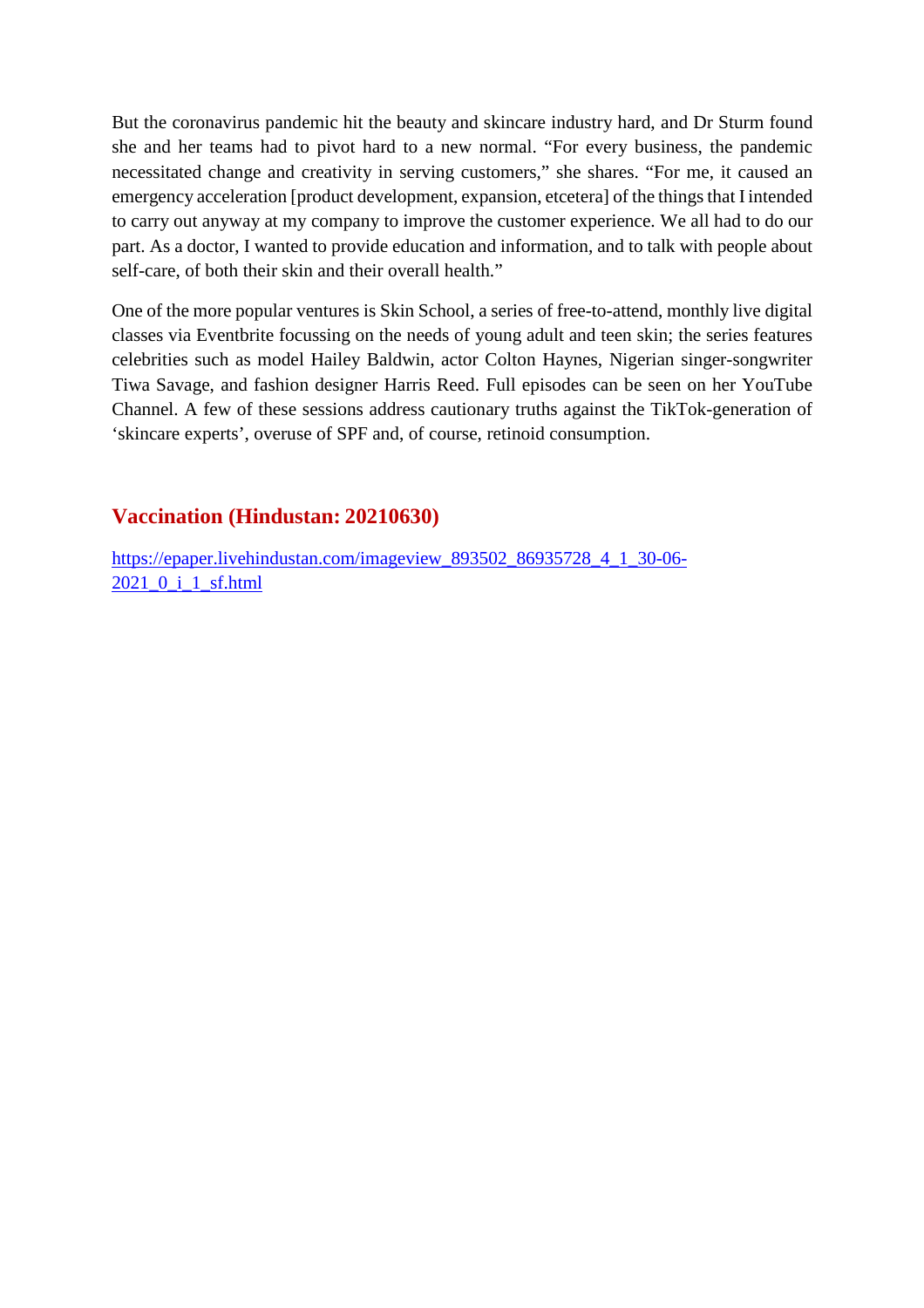But the coronavirus pandemic hit the beauty and skincare industry hard, and Dr Sturm found she and her teams had to pivot hard to a new normal. "For every business, the pandemic necessitated change and creativity in serving customers," she shares. "For me, it caused an emergency acceleration [product development, expansion, etcetera] of the things that I intended to carry out anyway at my company to improve the customer experience. We all had to do our part. As a doctor, I wanted to provide education and information, and to talk with people about self-care, of both their skin and their overall health."

One of the more popular ventures is Skin School, a series of free-to-attend, monthly live digital classes via Eventbrite focussing on the needs of young adult and teen skin; the series features celebrities such as model Hailey Baldwin, actor Colton Haynes, Nigerian singer-songwriter Tiwa Savage, and fashion designer Harris Reed. Full episodes can be seen on her YouTube Channel. A few of these sessions address cautionary truths against the TikTok-generation of 'skincare experts', overuse of SPF and, of course, retinoid consumption.

## Vaccination (Hindustan: 20210630)

[https://epaper.livehindustan.com/imageview_893502_86935728_4_1_30-06-2021_0_i_1_sf.html](https://epaper.livehindustan.com/imageview_893502_86935728_4_1_30-06-2021_0_i_1_sf.html)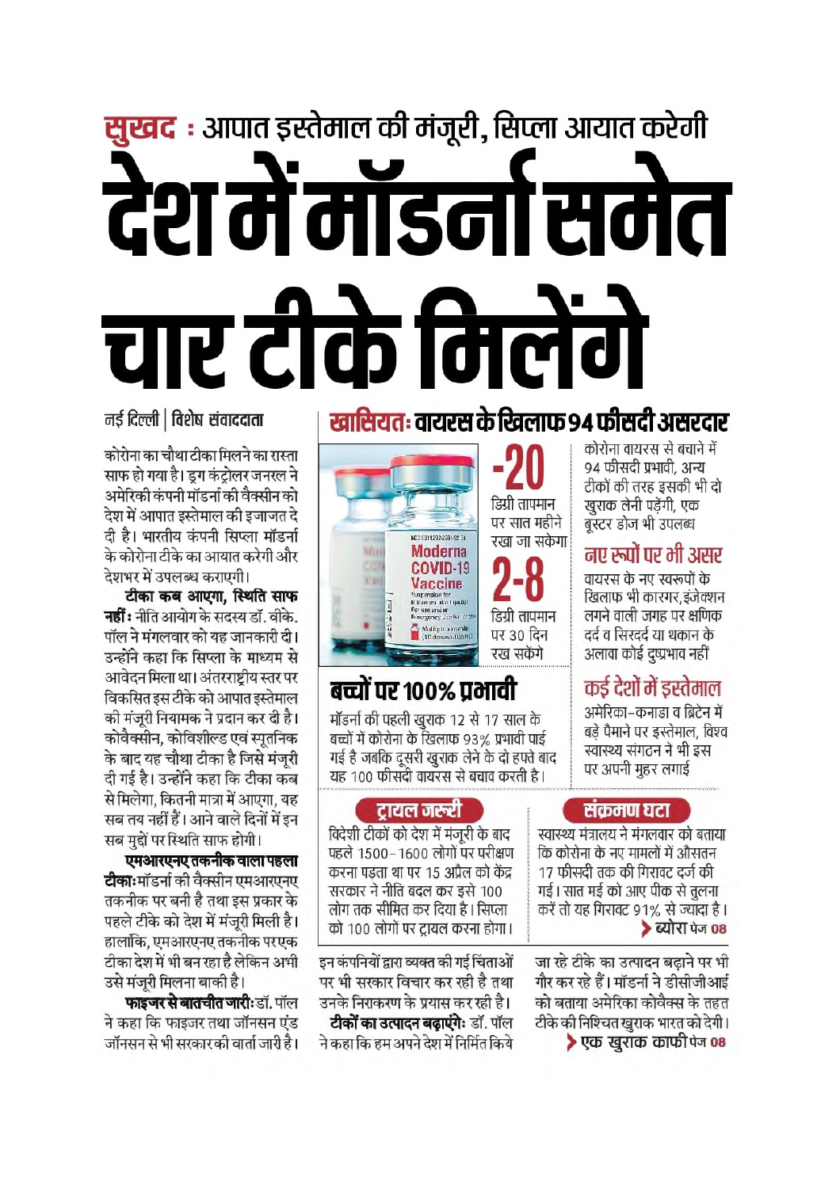**सुखद** : आपात इस्तेमाल की मंजूरी, सिप्ला आयात करेगी

# देश में मॉडर्ना समेत चार टीके मिलेंगे

नई दिल्ली | विशेष संवाददाता

कोरोना का चौथा टीका मिलने का रास्ता साफ हो गया है। ड्रग कंट्रोलर जनरल ने अमेरिकी कंपनी मॉडर्ना की वैक्सीन को देश में आपात इस्तेमाल की इजाजत दे दी है। भारतीय कंपनी सिप्ला मॉडर्ना के कोरोना टीके का आयात करेगी और देशभर में उपलब्ध कराएगी।

**टीका कब आएगा, स्थिति साफ नहीं :** नीति आयोग के सदस्य डॉ. वीके. पॉल ने मंगलवार को यह जानकारी दी। उन्होंने कहा कि सिप्ला के माध्यम से आवेदन मिला था। अंतरराष्ट्रीय स्तर पर विकसित इस टीके को आपात इस्तेमाल की मंजूरी नियामक ने प्रदान कर दी है। कोवैक्सीन, कोविशील्ड एवं स्पूतनिक के बाद यह चौथा टीका है जिसे मंजूरी दी गई है। उन्होंने कहा कि टीका कब से मिलेगा, कितनी मात्रा में आएगा, यह सब तय नहीं हैं। आने वाले दिनों में इन सब मुद्दों पर स्थिति साफ होगी।

**एमआरएनए तकनीक वाला पहला टीका:** मॉडर्ना की वैक्सीन एमआरएनए तकनीक पर बनी है तथा इस प्रकार के पहले टीके को देश में मंजूरी मिली है। हालांकि, एमआरएनए तकनीक पर एक टीका देश में भी बन रहा है लेकिन अभी उसे मंजूरी मिलना बाकी है।

**फाइजर से बातचीत जारी:** डॉ. पॉल ने कहा कि फाइजर तथा जॉनसन एंड जॉनसन से भी सरकार की वार्ता जारी है। इन कंपनियों द्वारा व्यक्त की गई चिंताओं पर भी सरकार विचार कर रही है तथा उनके निराकरण के प्रयास कर रही है।

**टीकों का उत्पादन बढ़ाएंगे:** डॉ. पॉल ने कहा कि हम अपने देश में निर्मित किये जा रहे टीके का उत्पादन बढ़ाने पर भी गौर कर रहे हैं। मॉडर्ना ने डीसीजीआई को बताया अमेरिका कोवैक्स के तहत टीके की निश्चित खुराक भारत को देगी।

> एक खुराक काफी पेज 08

## खासियत: वायरस के खिलाफ 94 फीसदी असरदार

**-20** डिग्री तापमान पर सात महीने रखा जा सकेगा

**2-8** डिग्री तापमान पर 30 दिन रख सकेंगे

कोरोना वायरस से बचाने में 94 फीसदी प्रभावी, अन्य टीकों की तरह इसकी भी दो खुराक लेनी पड़ेगी, एक बूस्टर डोज भी उपलब्ध

### नए रूपों पर भी असर

वायरस के नए स्वरूपों के खिलाफ भी कारगर, इंजेक्शन लगने वाली जगह पर क्षणिक दर्द व सिरदर्द या थकान के अलावा कोई दुष्प्रभाव नहीं

### बच्चों पर 100% प्रभावी

मॉडर्ना की पहली खुराक 12 से 17 साल के बच्चों में कोरोना के खिलाफ 93% प्रभावी पाई गई है जबकि दूसरी खुराक लेने के दो हफ्ते बाद यह 100 फीसदी वायरस से बचाव करती है।

### कई देशों में इस्तेमाल

अमेरिका-कनाडा व ब्रिटेन में बड़े पैमाने पर इस्तेमाल, विश्व स्वास्थ्य संगठन ने भी इस पर अपनी मुहर लगाई

### ट्रायल जरूरी

विदेशी टीकों को देश में मंजूरी के बाद पहले 1500-1600 लोगों पर परीक्षण करना पड़ता था पर 15 अप्रैल को केंद्र सरकार ने नीति बदल कर इसे 100 लोग तक सीमित कर दिया है। सिप्ला को 100 लोगों पर ट्रायल करना होगा।

### संक्रमण घटा

स्वास्थ्य मंत्रालय ने मंगलवार को बताया कि कोरोना के नए मामलों में औसतन 17 फीसदी तक की गिरावट दर्ज की गई। सात मई को आए पीक से तुलना करें तो यह गिरावट 91% से ज्यादा है।

> ब्योरा पेज 08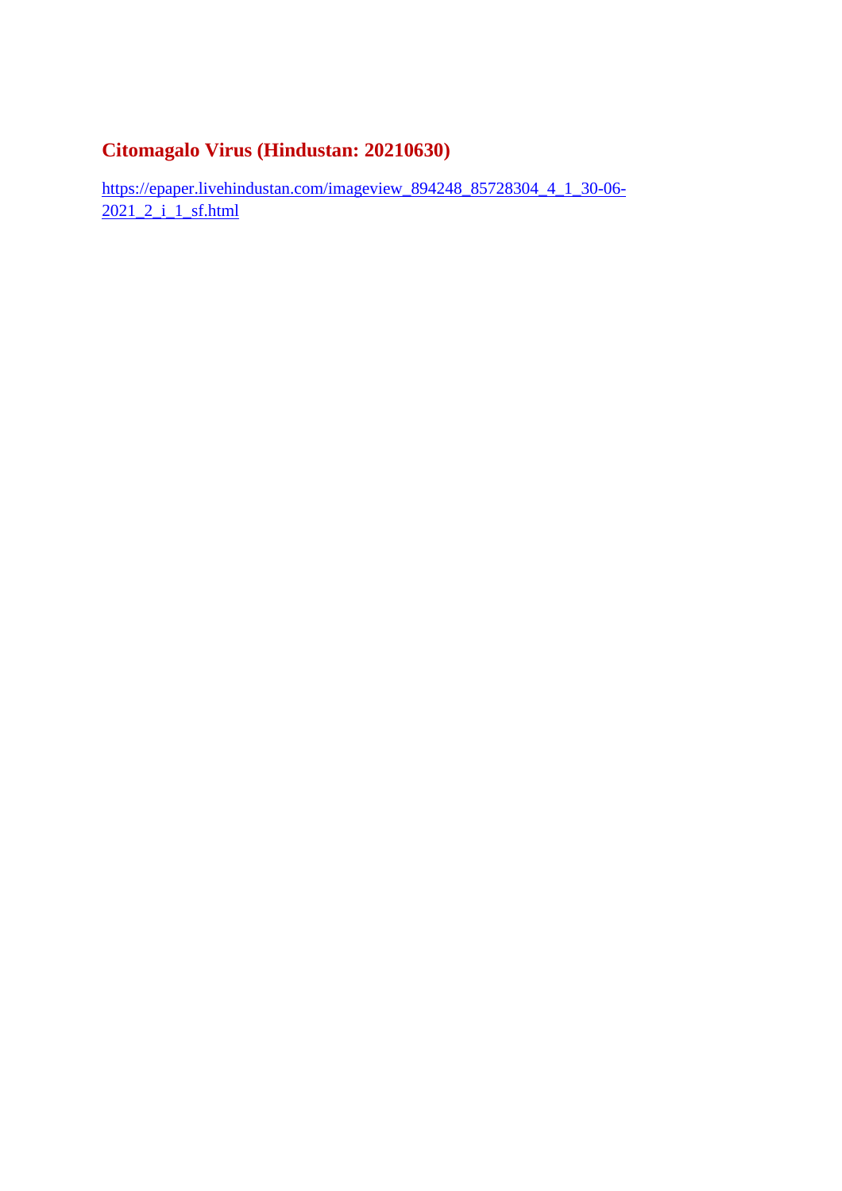## Citomagalo Virus (Hindustan: 20210630)

https://epaper.livehindustan.com/imageview_894248_85728304_4_1_30-06-2021_2_i_1_sf.html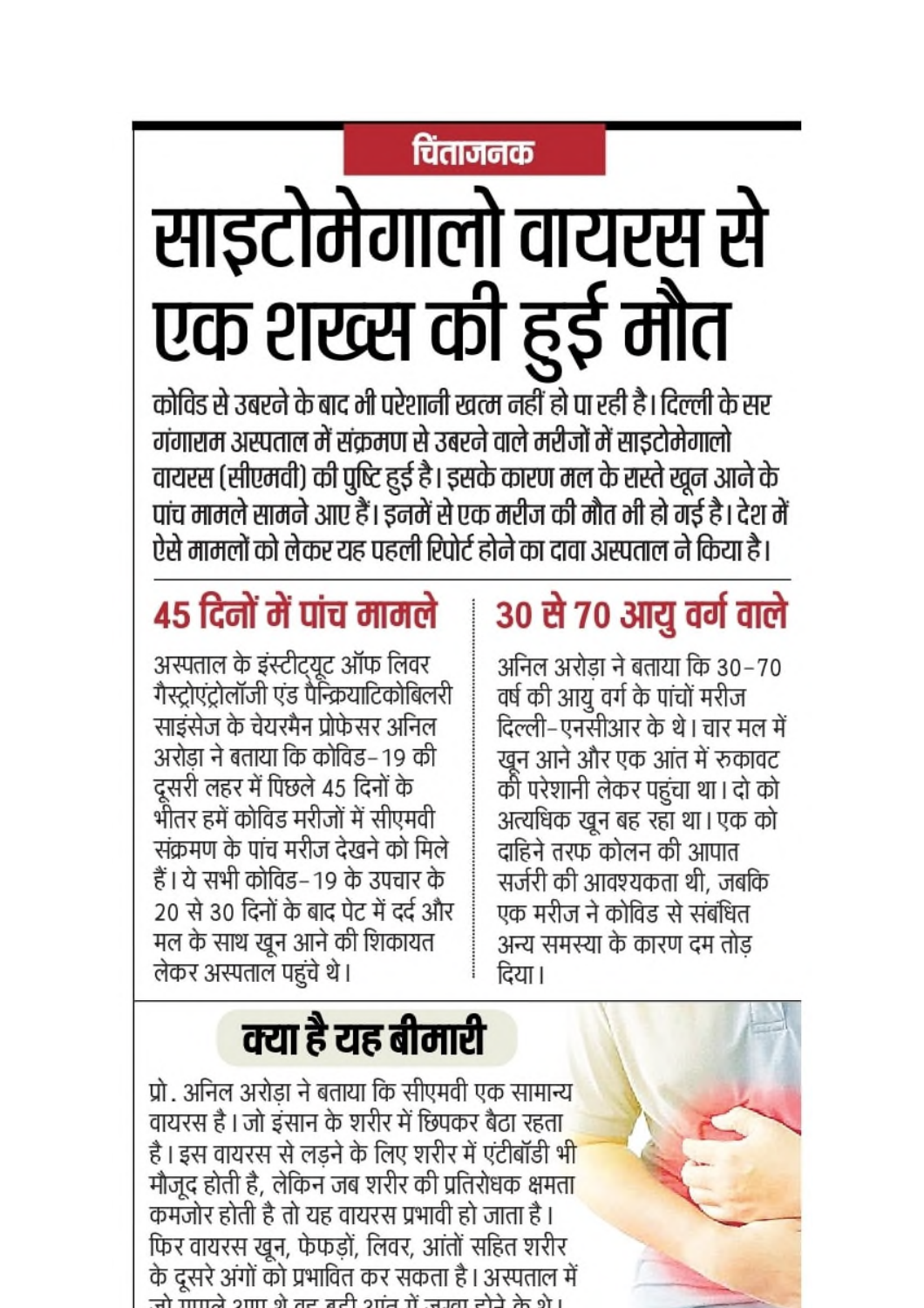चिंताजनक

# साइटोमेगालो वायरस से एक शख्स की हुई मौत

**कोविड से उबरने के बाद भी परेशानी खत्म नहीं हो पा रही है। दिल्ली के सर गंगाराम अस्पताल में संक्रमण से उबरने वाले मरीजों में साइटोमेगालो वायरस (सीएमवी) की पुष्टि हुई है। इसके कारण मल के रस्ते खून आने के पांच मामले सामने आए हैं। इनमें से एक मरीज की मौत भी हो गई है। देश में ऐसे मामलों को लेकर यह पहली रिपोर्ट होने का दावा अस्पताल ने किया है।**

## 45 दिनों में पांच मामले

अस्पताल के इंस्टीट्यूट ऑफ लिवर गैस्ट्रोएंट्रोलॉजी एंड पैन्क्रियाटिकोबिलरी साइंसेज के चेयरमैन प्रोफेसर अनिल अरोड़ा ने बताया कि कोविड-19 की दूसरी लहर में पिछले 45 दिनों के भीतर हमें कोविड मरीजों में सीएमवी संक्रमण के पांच मरीज देखने को मिले हैं। ये सभी कोविड-19 के उपचार के 20 से 30 दिनों के बाद पेट में दर्द और मल के साथ खून आने की शिकायत लेकर अस्पताल पहुंचे थे।

## 30 से 70 आयु वर्ग वाले

अनिल अरोड़ा ने बताया कि 30-70 वर्ष की आयु वर्ग के पांचों मरीज दिल्ली-एनसीआर के थे। चार मल में खून आने और एक आंत में रुकावट की परेशानी लेकर पहुंचा था। दो को अत्यधिक खून बह रहा था। एक को दाहिने तरफ कोलन की आपात सर्जरी की आवश्यकता थी, जबकि एक मरीज ने कोविड से संबंधित अन्य समस्या के कारण दम तोड़ दिया।

## क्या है यह बीमारी

प्रो. अनिल अरोड़ा ने बताया कि सीएमवी एक सामान्य वायरस है। जो इंसान के शरीर में छिपकर बैठा रहता है। इस वायरस से लड़ने के लिए शरीर में एंटीबॉडी भी मौजूद होती है, लेकिन जब शरीर की प्रतिरोधक क्षमता कमजोर होती है तो यह वायरस प्रभावी हो जाता है। फिर वायरस खून, फेफड़ों, लिवर, आंतों सहित शरीर के दूसरे अंगों को प्रभावित कर सकता है। अस्पताल में जो मामले आए थे वह बड़ी आंत में जख्म होने के थे।